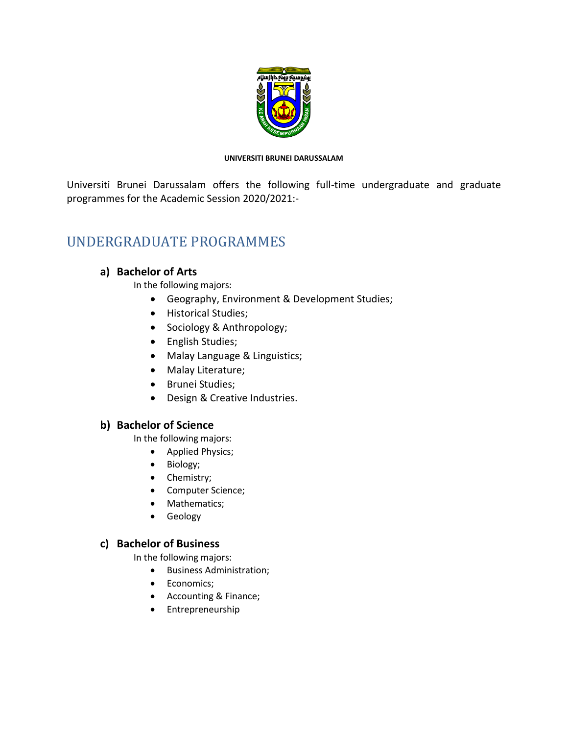**UNIVERSITI BRUNEI DARUSSALAM**

Universiti Brunei Darussalam offers the following full-time undergraduate and graduate programmes for the Academic Session 2020/2021:-

# UNDERGRADUATE PROGRAMMES

## a) Bachelor of Arts

In the following majors:

- Geography, Environment & Development Studies;
- Historical Studies;
- Sociology & Anthropology;
- English Studies;
- Malay Language & Linguistics;
- Malay Literature;
- Brunei Studies;
- Design & Creative Industries.

## b) Bachelor of Science

In the following majors:

- Applied Physics;
- Biology;
- Chemistry;
- Computer Science;
- Mathematics;
- Geology

## c) Bachelor of Business

In the following majors:

- Business Administration;
- Economics;
- Accounting & Finance;
- Entrepreneurship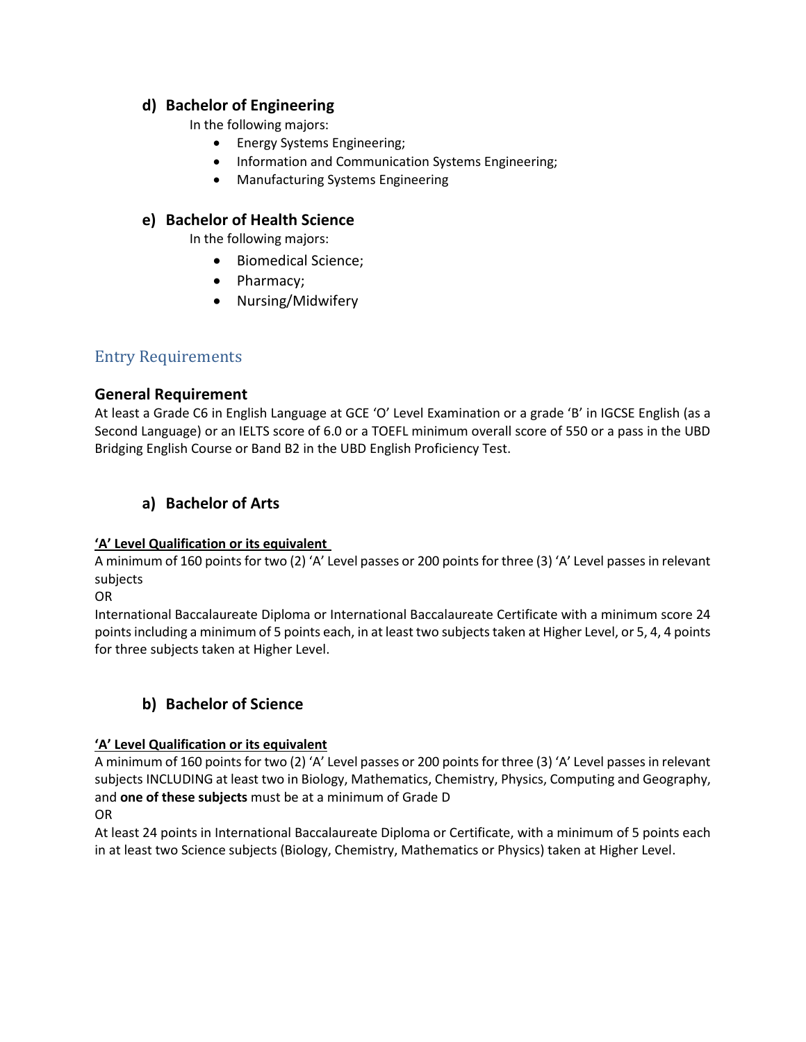## d) Bachelor of Engineering

In the following majors:

- Energy Systems Engineering;
- Information and Communication Systems Engineering;
- Manufacturing Systems Engineering

## e) Bachelor of Health Science

In the following majors:

- Biomedical Science;
- Pharmacy;
- Nursing/Midwifery

# Entry Requirements

### General Requirement

At least a Grade C6 in English Language at GCE 'O' Level Examination or a grade 'B' in IGCSE English (as a Second Language) or an IELTS score of 6.0 or a TOEFL minimum overall score of 550 or a pass in the UBD Bridging English Course or Band B2 in the UBD English Proficiency Test.

## a) Bachelor of Arts

**'A' Level Qualification or its equivalent**

A minimum of 160 points for two (2) 'A' Level passes or 200 points for three (3) 'A' Level passes in relevant subjects

OR

International Baccalaureate Diploma or International Baccalaureate Certificate with a minimum score 24 points including a minimum of 5 points each, in at least two subjects taken at Higher Level, or 5, 4, 4 points for three subjects taken at Higher Level.

## b) Bachelor of Science

**'A' Level Qualification or its equivalent**

A minimum of 160 points for two (2) 'A' Level passes or 200 points for three (3) 'A' Level passes in relevant subjects INCLUDING at least two in Biology, Mathematics, Chemistry, Physics, Computing and Geography, and **one of these subjects** must be at a minimum of Grade D

OR

At least 24 points in International Baccalaureate Diploma or Certificate, with a minimum of 5 points each in at least two Science subjects (Biology, Chemistry, Mathematics or Physics) taken at Higher Level.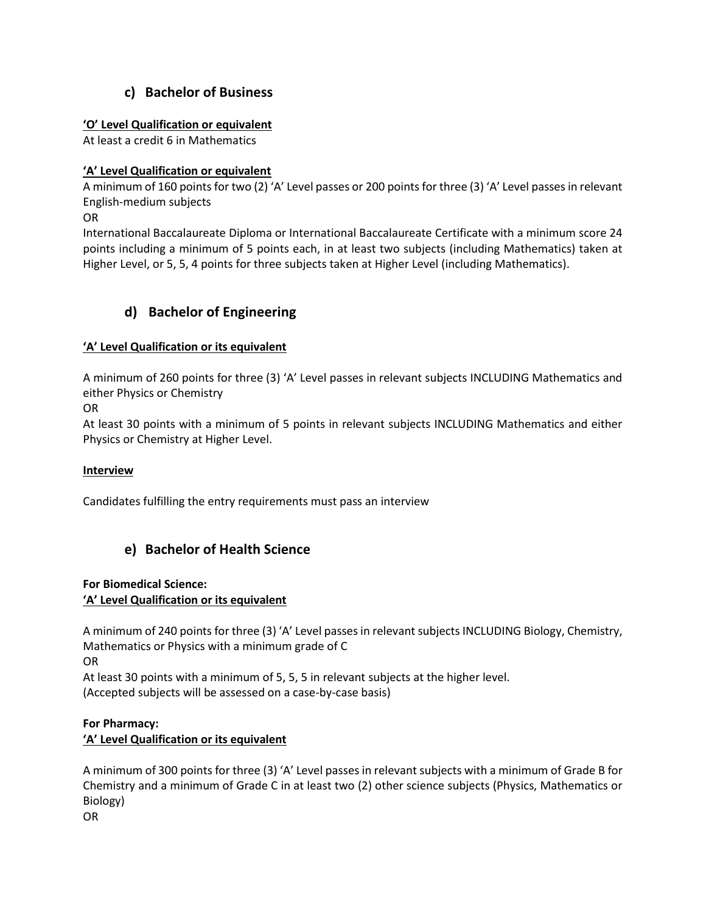## c) Bachelor of Business

**<u>'O' Level Qualification or equivalent</u>**

At least a credit 6 in Mathematics

**<u>'A' Level Qualification or equivalent</u>**

A minimum of 160 points for two (2) 'A' Level passes or 200 points for three (3) 'A' Level passes in relevant English-medium subjects

OR

International Baccalaureate Diploma or International Baccalaureate Certificate with a minimum score 24 points including a minimum of 5 points each, in at least two subjects (including Mathematics) taken at Higher Level, or 5, 5, 4 points for three subjects taken at Higher Level (including Mathematics).

## d) Bachelor of Engineering

**<u>'A' Level Qualification or its equivalent</u>**

A minimum of 260 points for three (3) 'A' Level passes in relevant subjects INCLUDING Mathematics and either Physics or Chemistry

OR

At least 30 points with a minimum of 5 points in relevant subjects INCLUDING Mathematics and either Physics or Chemistry at Higher Level.

**<u>Interview</u>**

Candidates fulfilling the entry requirements must pass an interview

## e) Bachelor of Health Science

**For Biomedical Science:**

**<u>'A' Level Qualification or its equivalent</u>**

A minimum of 240 points for three (3) 'A' Level passes in relevant subjects INCLUDING Biology, Chemistry, Mathematics or Physics with a minimum grade of C

OR

At least 30 points with a minimum of 5, 5, 5 in relevant subjects at the higher level.

(Accepted subjects will be assessed on a case-by-case basis)

**For Pharmacy:**

**<u>'A' Level Qualification or its equivalent</u>**

A minimum of 300 points for three (3) 'A' Level passes in relevant subjects with a minimum of Grade B for Chemistry and a minimum of Grade C in at least two (2) other science subjects (Physics, Mathematics or Biology)

OR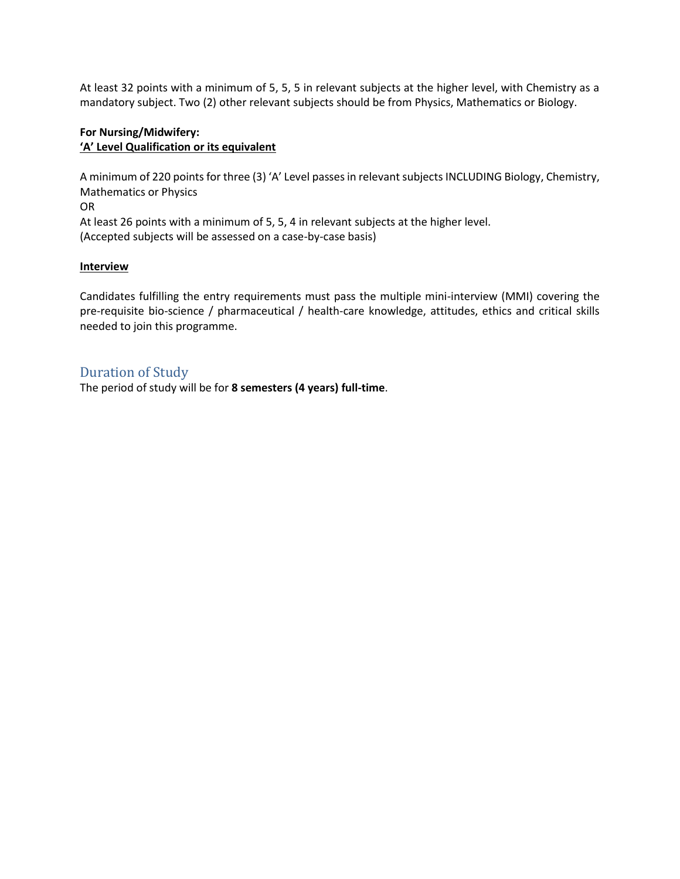At least 32 points with a minimum of 5, 5, 5 in relevant subjects at the higher level, with Chemistry as a mandatory subject. Two (2) other relevant subjects should be from Physics, Mathematics or Biology.

**For Nursing/Midwifery:**
**'A' Level Qualification or its equivalent**

A minimum of 220 points for three (3) 'A' Level passes in relevant subjects INCLUDING Biology, Chemistry, Mathematics or Physics
OR
At least 26 points with a minimum of 5, 5, 4 in relevant subjects at the higher level.
(Accepted subjects will be assessed on a case-by-case basis)

**Interview**

Candidates fulfilling the entry requirements must pass the multiple mini-interview (MMI) covering the pre-requisite bio-science / pharmaceutical / health-care knowledge, attitudes, ethics and critical skills needed to join this programme.

## Duration of Study

The period of study will be for **8 semesters (4 years) full-time**.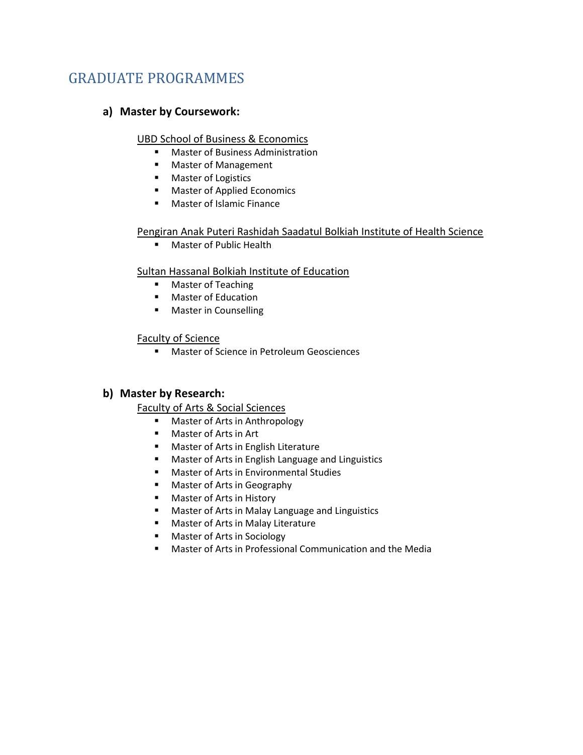# GRADUATE PROGRAMMES

## a) Master by Coursework:

UBD School of Business & Economics

- Master of Business Administration
- Master of Management
- Master of Logistics
- Master of Applied Economics
- Master of Islamic Finance

Pengiran Anak Puteri Rashidah Saadatul Bolkiah Institute of Health Science

- Master of Public Health

Sultan Hassanal Bolkiah Institute of Education

- Master of Teaching
- Master of Education
- Master in Counselling

Faculty of Science

- Master of Science in Petroleum Geosciences

## b) Master by Research:

Faculty of Arts & Social Sciences

- Master of Arts in Anthropology
- Master of Arts in Art
- Master of Arts in English Literature
- Master of Arts in English Language and Linguistics
- Master of Arts in Environmental Studies
- Master of Arts in Geography
- Master of Arts in History
- Master of Arts in Malay Language and Linguistics
- Master of Arts in Malay Literature
- Master of Arts in Sociology
- Master of Arts in Professional Communication and the Media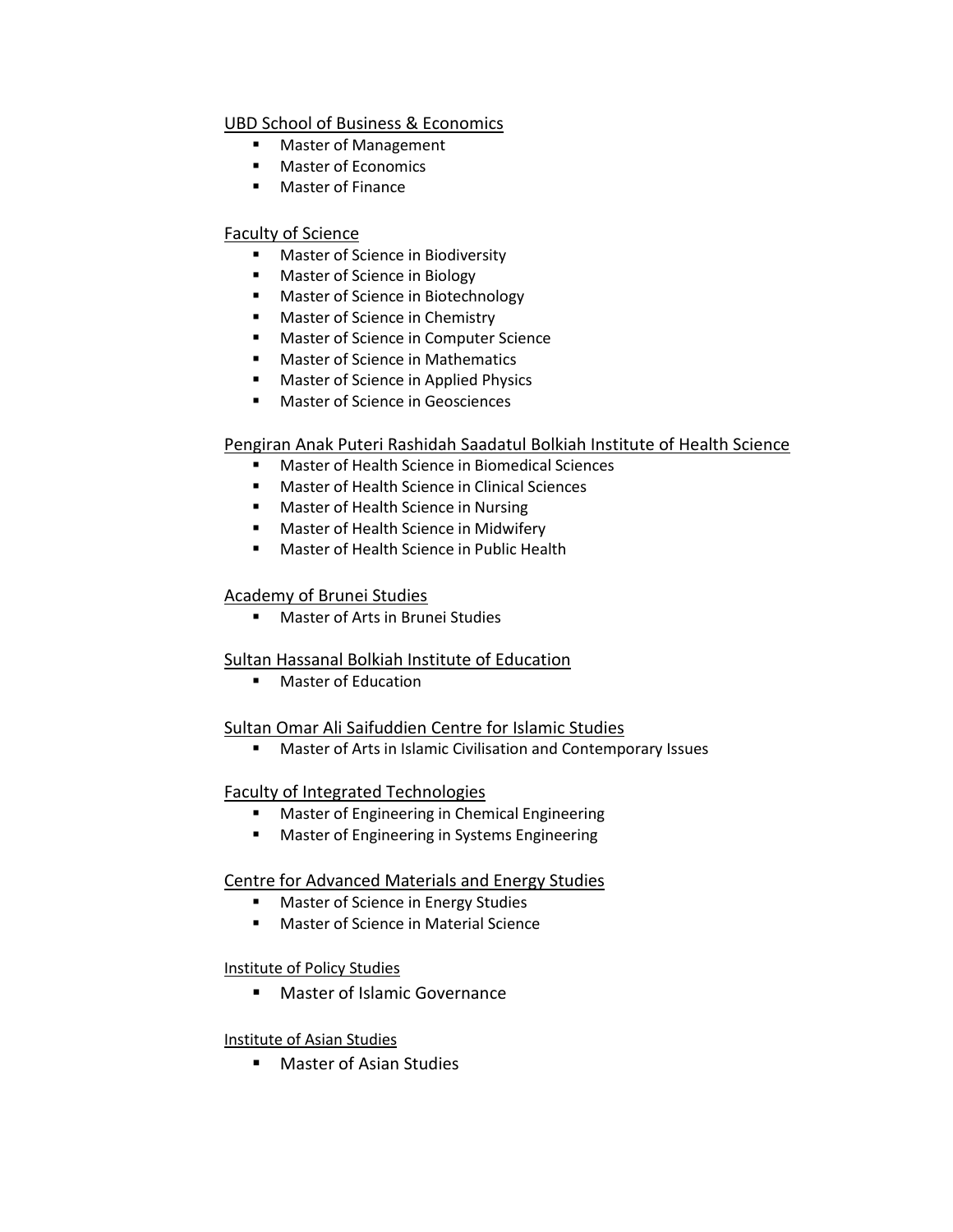UBD School of Business & Economics

- Master of Management
- Master of Economics
- Master of Finance

Faculty of Science

- Master of Science in Biodiversity
- Master of Science in Biology
- Master of Science in Biotechnology
- Master of Science in Chemistry
- Master of Science in Computer Science
- Master of Science in Mathematics
- Master of Science in Applied Physics
- Master of Science in Geosciences

Pengiran Anak Puteri Rashidah Saadatul Bolkiah Institute of Health Science

- Master of Health Science in Biomedical Sciences
- Master of Health Science in Clinical Sciences
- Master of Health Science in Nursing
- Master of Health Science in Midwifery
- Master of Health Science in Public Health

Academy of Brunei Studies

- Master of Arts in Brunei Studies

Sultan Hassanal Bolkiah Institute of Education

- Master of Education

Sultan Omar Ali Saifuddien Centre for Islamic Studies

- Master of Arts in Islamic Civilisation and Contemporary Issues

Faculty of Integrated Technologies

- Master of Engineering in Chemical Engineering
- Master of Engineering in Systems Engineering

Centre for Advanced Materials and Energy Studies

- Master of Science in Energy Studies
- Master of Science in Material Science

Institute of Policy Studies

- Master of Islamic Governance

Institute of Asian Studies

- Master of Asian Studies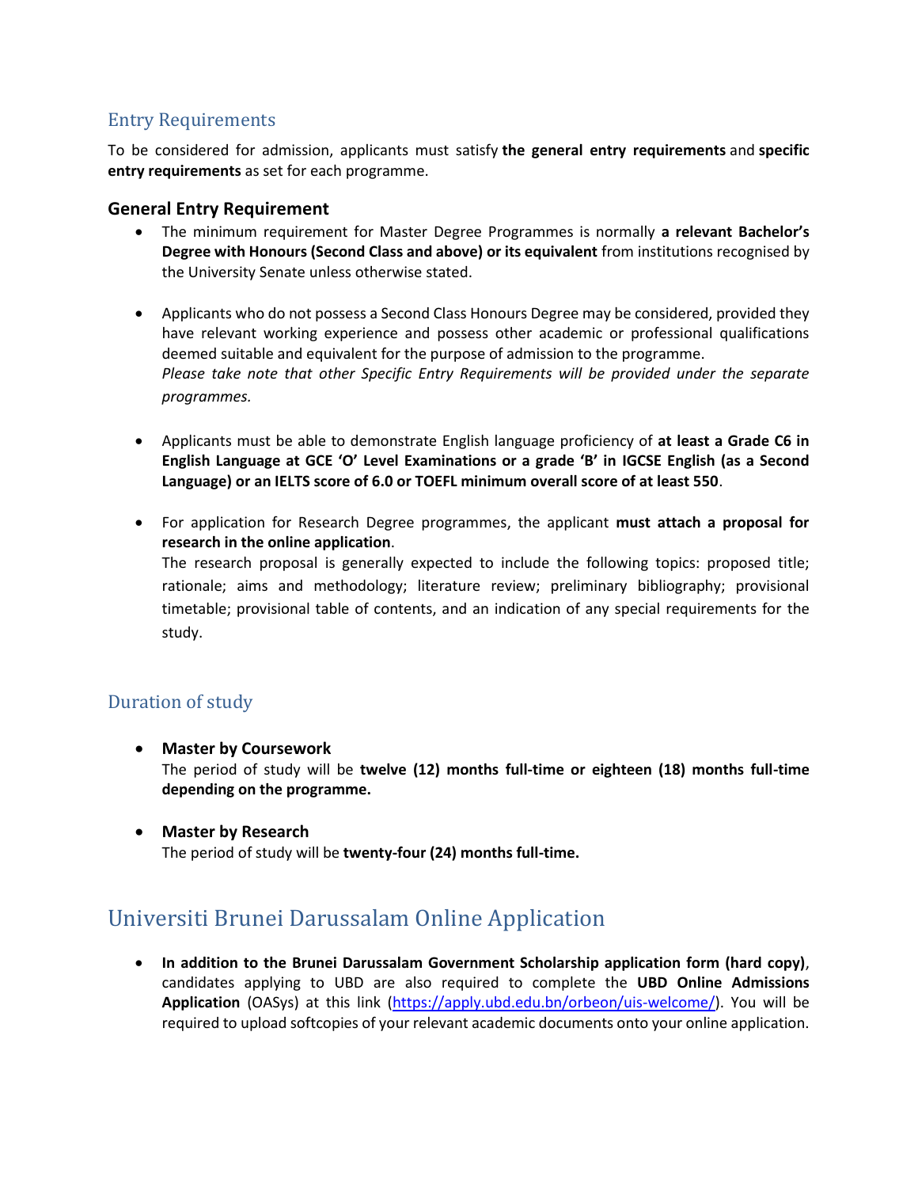## Entry Requirements

To be considered for admission, applicants must satisfy **the general entry requirements** and **specific entry requirements** as set for each programme.

### General Entry Requirement

- The minimum requirement for Master Degree Programmes is normally **a relevant Bachelor's Degree with Honours (Second Class and above) or its equivalent** from institutions recognised by the University Senate unless otherwise stated.

- Applicants who do not possess a Second Class Honours Degree may be considered, provided they have relevant working experience and possess other academic or professional qualifications deemed suitable and equivalent for the purpose of admission to the programme.
  *Please take note that other Specific Entry Requirements will be provided under the separate programmes.*

- Applicants must be able to demonstrate English language proficiency of **at least a Grade C6 in English Language at GCE 'O' Level Examinations or a grade 'B' in IGCSE English (as a Second Language) or an IELTS score of 6.0 or TOEFL minimum overall score of at least 550**.

- For application for Research Degree programmes, the applicant **must attach a proposal for research in the online application**.
  The research proposal is generally expected to include the following topics: proposed title; rationale; aims and methodology; literature review; preliminary bibliography; provisional timetable; provisional table of contents, and an indication of any special requirements for the study.

## Duration of study

- **Master by Coursework**
  The period of study will be **twelve (12) months full-time or eighteen (18) months full-time depending on the programme.**

- **Master by Research**
  The period of study will be **twenty-four (24) months full-time.**

# Universiti Brunei Darussalam Online Application

- **In addition to the Brunei Darussalam Government Scholarship application form (hard copy)**, candidates applying to UBD are also required to complete the **UBD Online Admissions Application** (OASys) at this link (https://apply.ubd.edu.bn/orbeon/uis-welcome/). You will be required to upload softcopies of your relevant academic documents onto your online application.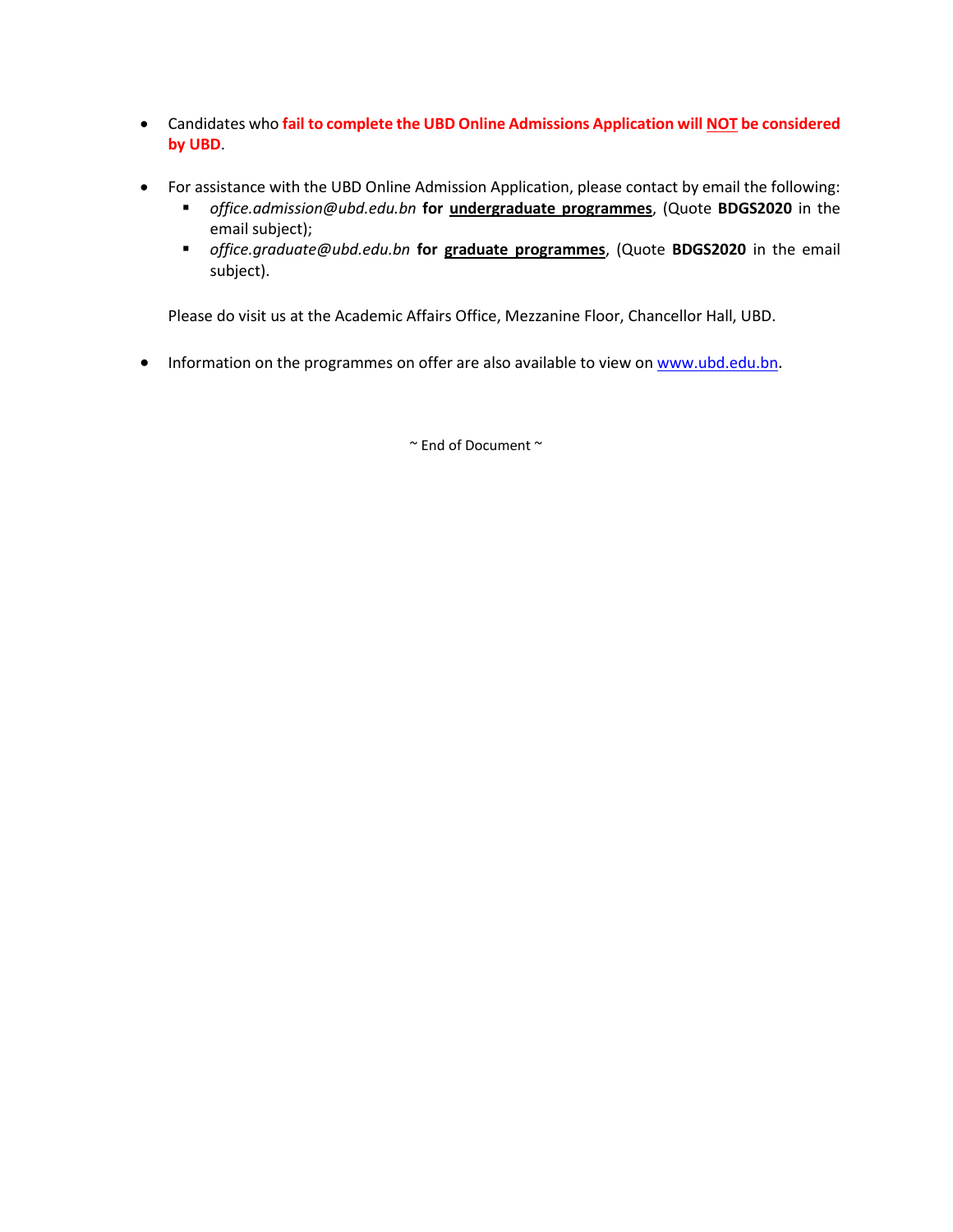- Candidates who **fail to complete the UBD Online Admissions Application will NOT be considered by UBD**.

- For assistance with the UBD Online Admission Application, please contact by email the following:
  - *office.admission@ubd.edu.bn* **for undergraduate programmes**, (Quote **BDGS2020** in the email subject);
  - *office.graduate@ubd.edu.bn* **for graduate programmes**, (Quote **BDGS2020** in the email subject).

  Please do visit us at the Academic Affairs Office, Mezzanine Floor, Chancellor Hall, UBD.

- Information on the programmes on offer are also available to view on www.ubd.edu.bn.

~ End of Document ~